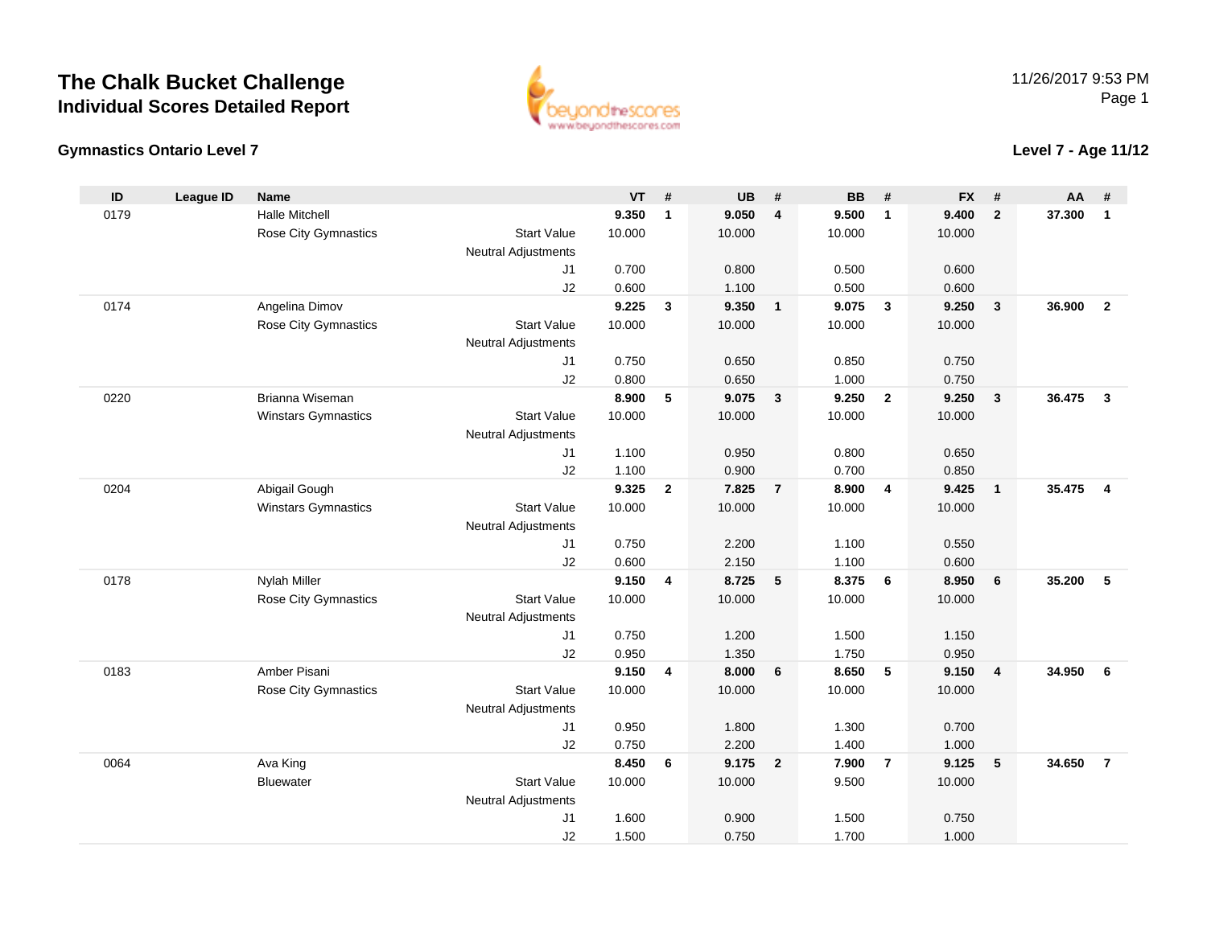# The Chalk Bucket Challenge

## Individual Scores Detailed Report

11/26/2017 9:53 PM

### Gymnastics Ontario Level 7

### Level 7 - Age 11/12

| ID | League ID | Name | | VT | # | UB | # | BB | # | FX | # | AA | # |
|---|---|---|---|---|---|---|---|---|---|---|---|---|---|
| 0179 | | Halle Mitchell | | **9.350** | **1** | **9.050** | **4** | **9.500** | **1** | **9.400** | **2** | **37.300** | **1** |
| | | Rose City Gymnastics | Start Value | 10.000 | | 10.000 | | 10.000 | | 10.000 | | | |
| | | | Neutral Adjustments | | | | | | | | | | |
| | | | J1 | 0.700 | | 0.800 | | 0.500 | | 0.600 | | | |
| | | | J2 | 0.600 | | 1.100 | | 0.500 | | 0.600 | | | |
| 0174 | | Angelina Dimov | | **9.225** | **3** | **9.350** | **1** | **9.075** | **3** | **9.250** | **3** | **36.900** | **2** |
| | | Rose City Gymnastics | Start Value | 10.000 | | 10.000 | | 10.000 | | 10.000 | | | |
| | | | Neutral Adjustments | | | | | | | | | | |
| | | | J1 | 0.750 | | 0.650 | | 0.850 | | 0.750 | | | |
| | | | J2 | 0.800 | | 0.650 | | 1.000 | | 0.750 | | | |
| 0220 | | Brianna Wiseman | | **8.900** | **5** | **9.075** | **3** | **9.250** | **2** | **9.250** | **3** | **36.475** | **3** |
| | | Winstars Gymnastics | Start Value | 10.000 | | 10.000 | | 10.000 | | 10.000 | | | |
| | | | Neutral Adjustments | | | | | | | | | | |
| | | | J1 | 1.100 | | 0.950 | | 0.800 | | 0.650 | | | |
| | | | J2 | 1.100 | | 0.900 | | 0.700 | | 0.850 | | | |
| 0204 | | Abigail Gough | | **9.325** | **2** | **7.825** | **7** | **8.900** | **4** | **9.425** | **1** | **35.475** | **4** |
| | | Winstars Gymnastics | Start Value | 10.000 | | 10.000 | | 10.000 | | 10.000 | | | |
| | | | Neutral Adjustments | | | | | | | | | | |
| | | | J1 | 0.750 | | 2.200 | | 1.100 | | 0.550 | | | |
| | | | J2 | 0.600 | | 2.150 | | 1.100 | | 0.600 | | | |
| 0178 | | Nylah Miller | | **9.150** | **4** | **8.725** | **5** | **8.375** | **6** | **8.950** | **6** | **35.200** | **5** |
| | | Rose City Gymnastics | Start Value | 10.000 | | 10.000 | | 10.000 | | 10.000 | | | |
| | | | Neutral Adjustments | | | | | | | | | | |
| | | | J1 | 0.750 | | 1.200 | | 1.500 | | 1.150 | | | |
| | | | J2 | 0.950 | | 1.350 | | 1.750 | | 0.950 | | | |
| 0183 | | Amber Pisani | | **9.150** | **4** | **8.000** | **6** | **8.650** | **5** | **9.150** | **4** | **34.950** | **6** |
| | | Rose City Gymnastics | Start Value | 10.000 | | 10.000 | | 10.000 | | 10.000 | | | |
| | | | Neutral Adjustments | | | | | | | | | | |
| | | | J1 | 0.950 | | 1.800 | | 1.300 | | 0.700 | | | |
| | | | J2 | 0.750 | | 2.200 | | 1.400 | | 1.000 | | | |
| 0064 | | Ava King | | **8.450** | **6** | **9.175** | **2** | **7.900** | **7** | **9.125** | **5** | **34.650** | **7** |
| | | Bluewater | Start Value | 10.000 | | 10.000 | | 9.500 | | 10.000 | | | |
| | | | Neutral Adjustments | | | | | | | | | | |
| | | | J1 | 1.600 | | 0.900 | | 1.500 | | 0.750 | | | |
| | | | J2 | 1.500 | | 0.750 | | 1.700 | | 1.000 | | | |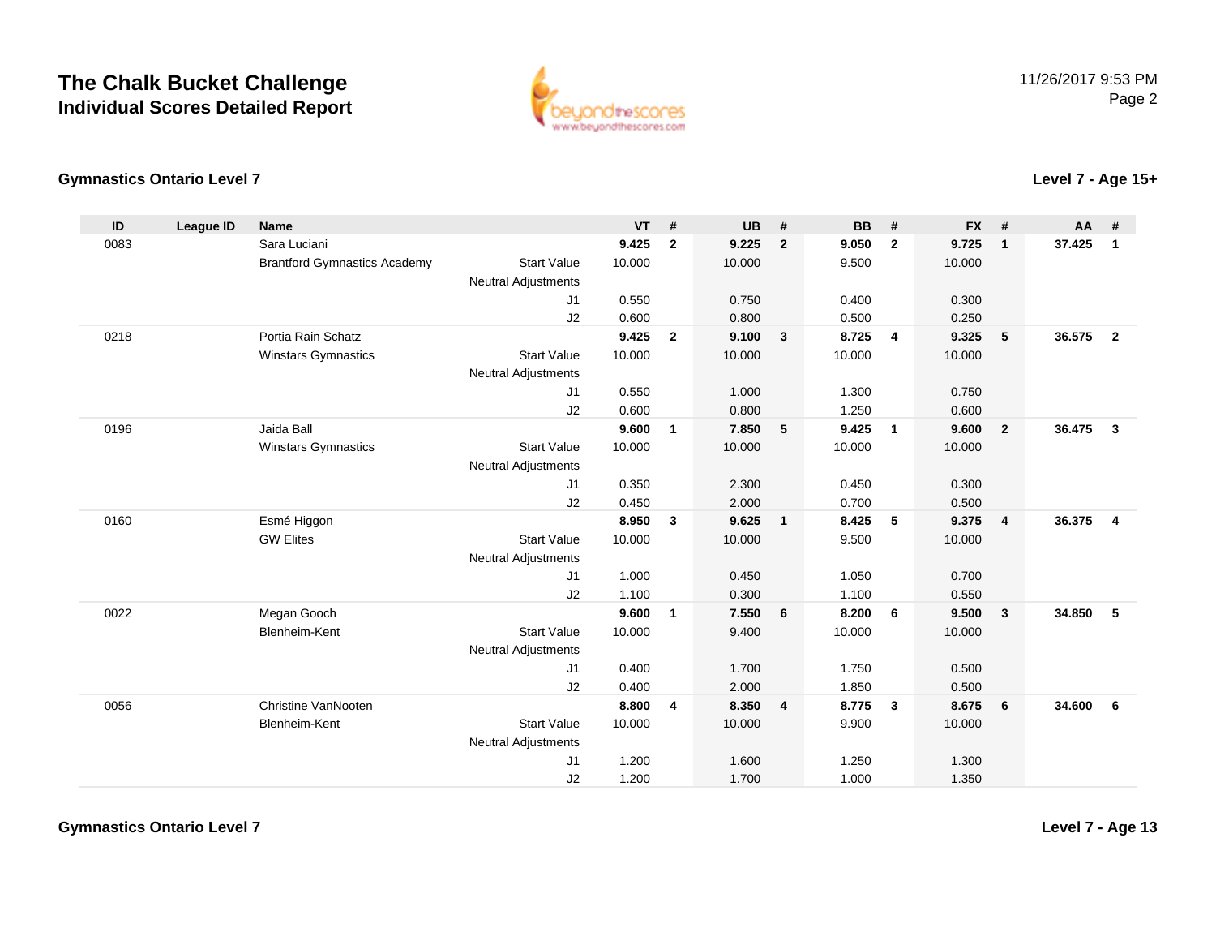# The Chalk Bucket Challenge
## Individual Scores Detailed Report

11/26/2017 9:53 PM

### Gymnastics Ontario Level 7

### Level 7 - Age 15+

| ID | League ID | Name | | VT | # | UB | # | BB | # | FX | # | AA | # |
|---|---|---|---|---|---|---|---|---|---|---|---|---|---|
| 0083 | | Sara Luciani | | **9.425** | **2** | **9.225** | **2** | **9.050** | **2** | **9.725** | **1** | **37.425** | **1** |
| | | Brantford Gymnastics Academy | Start Value | 10.000 | | 10.000 | | 9.500 | | 10.000 | | | |
| | | | Neutral Adjustments | | | | | | | | | | |
| | | | J1 | 0.550 | | 0.750 | | 0.400 | | 0.300 | | | |
| | | | J2 | 0.600 | | 0.800 | | 0.500 | | 0.250 | | | |
| 0218 | | Portia Rain Schatz | | **9.425** | **2** | **9.100** | **3** | **8.725** | **4** | **9.325** | **5** | **36.575** | **2** |
| | | Winstars Gymnastics | Start Value | 10.000 | | 10.000 | | 10.000 | | 10.000 | | | |
| | | | Neutral Adjustments | | | | | | | | | | |
| | | | J1 | 0.550 | | 1.000 | | 1.300 | | 0.750 | | | |
| | | | J2 | 0.600 | | 0.800 | | 1.250 | | 0.600 | | | |
| 0196 | | Jaida Ball | | **9.600** | **1** | **7.850** | **5** | **9.425** | **1** | **9.600** | **2** | **36.475** | **3** |
| | | Winstars Gymnastics | Start Value | 10.000 | | 10.000 | | 10.000 | | 10.000 | | | |
| | | | Neutral Adjustments | | | | | | | | | | |
| | | | J1 | 0.350 | | 2.300 | | 0.450 | | 0.300 | | | |
| | | | J2 | 0.450 | | 2.000 | | 0.700 | | 0.500 | | | |
| 0160 | | Esmé Higgon | | **8.950** | **3** | **9.625** | **1** | **8.425** | **5** | **9.375** | **4** | **36.375** | **4** |
| | | GW Elites | Start Value | 10.000 | | 10.000 | | 9.500 | | 10.000 | | | |
| | | | Neutral Adjustments | | | | | | | | | | |
| | | | J1 | 1.000 | | 0.450 | | 1.050 | | 0.700 | | | |
| | | | J2 | 1.100 | | 0.300 | | 1.100 | | 0.550 | | | |
| 0022 | | Megan Gooch | | **9.600** | **1** | **7.550** | **6** | **8.200** | **6** | **9.500** | **3** | **34.850** | **5** |
| | | Blenheim-Kent | Start Value | 10.000 | | 9.400 | | 10.000 | | 10.000 | | | |
| | | | Neutral Adjustments | | | | | | | | | | |
| | | | J1 | 0.400 | | 1.700 | | 1.750 | | 0.500 | | | |
| | | | J2 | 0.400 | | 2.000 | | 1.850 | | 0.500 | | | |
| 0056 | | Christine VanNooten | | **8.800** | **4** | **8.350** | **4** | **8.775** | **3** | **8.675** | **6** | **34.600** | **6** |
| | | Blenheim-Kent | Start Value | 10.000 | | 10.000 | | 9.900 | | 10.000 | | | |
| | | | Neutral Adjustments | | | | | | | | | | |
| | | | J1 | 1.200 | | 1.600 | | 1.250 | | 1.300 | | | |
| | | | J2 | 1.200 | | 1.700 | | 1.000 | | 1.350 | | | |

### Gymnastics Ontario Level 7

### Level 7 - Age 13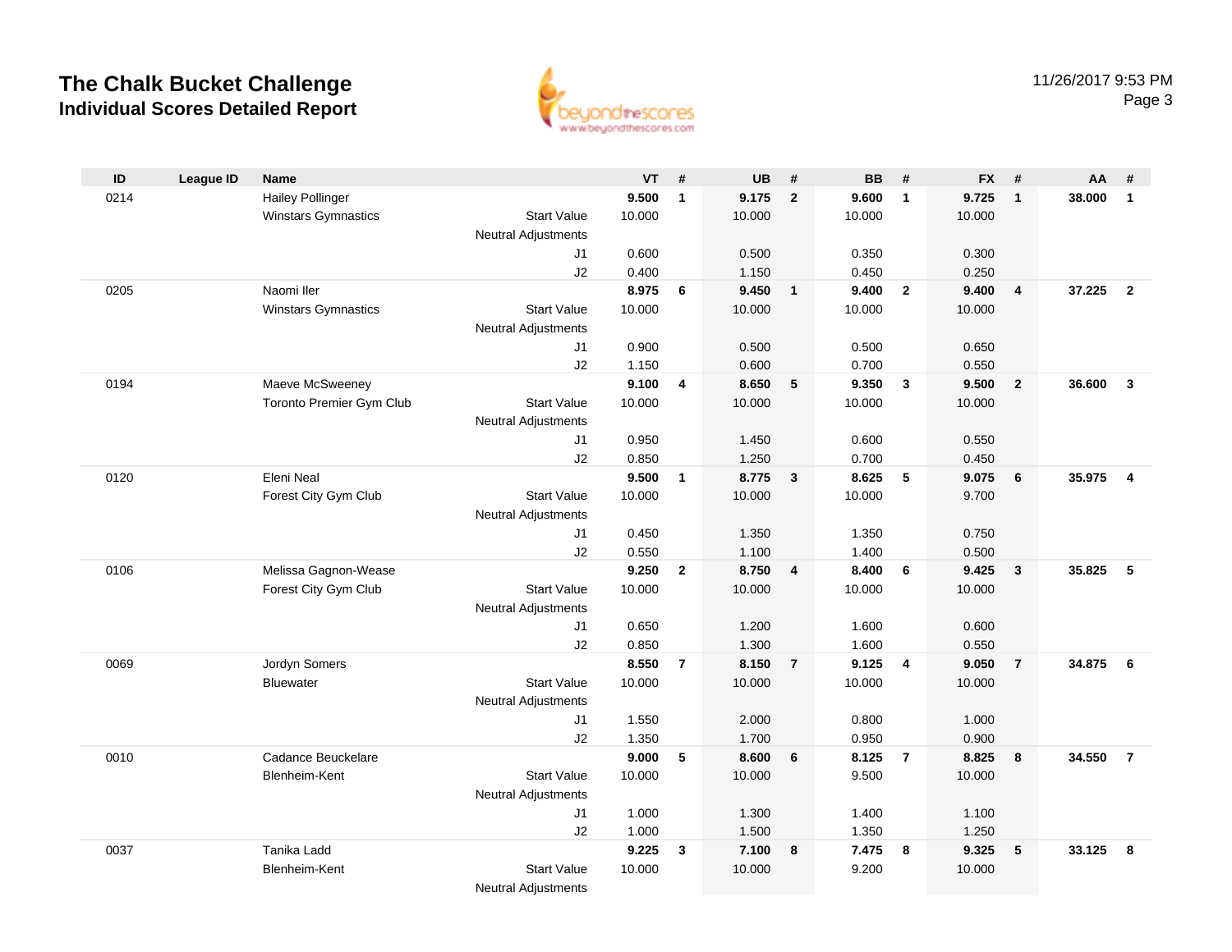# The Chalk Bucket Challenge
## Individual Scores Detailed Report

| ID | League ID | Name | | VT | # | UB | # | BB | # | FX | # | AA | # |
|---|---|---|---|---|---|---|---|---|---|---|---|---|---|
| 0214 | | Hailey Pollinger | | **9.500** | **1** | **9.175** | **2** | **9.600** | **1** | **9.725** | **1** | **38.000** | **1** |
| | | Winstars Gymnastics | Start Value | 10.000 | | 10.000 | | 10.000 | | 10.000 | | | |
| | | | Neutral Adjustments | | | | | | | | | | |
| | | | J1 | 0.600 | | 0.500 | | 0.350 | | 0.300 | | | |
| | | | J2 | 0.400 | | 1.150 | | 0.450 | | 0.250 | | | |
| 0205 | | Naomi Iler | | **8.975** | **6** | **9.450** | **1** | **9.400** | **2** | **9.400** | **4** | **37.225** | **2** |
| | | Winstars Gymnastics | Start Value | 10.000 | | 10.000 | | 10.000 | | 10.000 | | | |
| | | | Neutral Adjustments | | | | | | | | | | |
| | | | J1 | 0.900 | | 0.500 | | 0.500 | | 0.650 | | | |
| | | | J2 | 1.150 | | 0.600 | | 0.700 | | 0.550 | | | |
| 0194 | | Maeve McSweeney | | **9.100** | **4** | **8.650** | **5** | **9.350** | **3** | **9.500** | **2** | **36.600** | **3** |
| | | Toronto Premier Gym Club | Start Value | 10.000 | | 10.000 | | 10.000 | | 10.000 | | | |
| | | | Neutral Adjustments | | | | | | | | | | |
| | | | J1 | 0.950 | | 1.450 | | 0.600 | | 0.550 | | | |
| | | | J2 | 0.850 | | 1.250 | | 0.700 | | 0.450 | | | |
| 0120 | | Eleni Neal | | **9.500** | **1** | **8.775** | **3** | **8.625** | **5** | **9.075** | **6** | **35.975** | **4** |
| | | Forest City Gym Club | Start Value | 10.000 | | 10.000 | | 10.000 | | 9.700 | | | |
| | | | Neutral Adjustments | | | | | | | | | | |
| | | | J1 | 0.450 | | 1.350 | | 1.350 | | 0.750 | | | |
| | | | J2 | 0.550 | | 1.100 | | 1.400 | | 0.500 | | | |
| 0106 | | Melissa Gagnon-Wease | | **9.250** | **2** | **8.750** | **4** | **8.400** | **6** | **9.425** | **3** | **35.825** | **5** |
| | | Forest City Gym Club | Start Value | 10.000 | | 10.000 | | 10.000 | | 10.000 | | | |
| | | | Neutral Adjustments | | | | | | | | | | |
| | | | J1 | 0.650 | | 1.200 | | 1.600 | | 0.600 | | | |
| | | | J2 | 0.850 | | 1.300 | | 1.600 | | 0.550 | | | |
| 0069 | | Jordyn Somers | | **8.550** | **7** | **8.150** | **7** | **9.125** | **4** | **9.050** | **7** | **34.875** | **6** |
| | | Bluewater | Start Value | 10.000 | | 10.000 | | 10.000 | | 10.000 | | | |
| | | | Neutral Adjustments | | | | | | | | | | |
| | | | J1 | 1.550 | | 2.000 | | 0.800 | | 1.000 | | | |
| | | | J2 | 1.350 | | 1.700 | | 0.950 | | 0.900 | | | |
| 0010 | | Cadance Beuckelare | | **9.000** | **5** | **8.600** | **6** | **8.125** | **7** | **8.825** | **8** | **34.550** | **7** |
| | | Blenheim-Kent | Start Value | 10.000 | | 10.000 | | 9.500 | | 10.000 | | | |
| | | | Neutral Adjustments | | | | | | | | | | |
| | | | J1 | 1.000 | | 1.300 | | 1.400 | | 1.100 | | | |
| | | | J2 | 1.000 | | 1.500 | | 1.350 | | 1.250 | | | |
| 0037 | | Tanika Ladd | | **9.225** | **3** | **7.100** | **8** | **7.475** | **8** | **9.325** | **5** | **33.125** | **8** |
| | | Blenheim-Kent | Start Value | 10.000 | | 10.000 | | 9.200 | | 10.000 | | | |
| | | | Neutral Adjustments | | | | | | | | | | |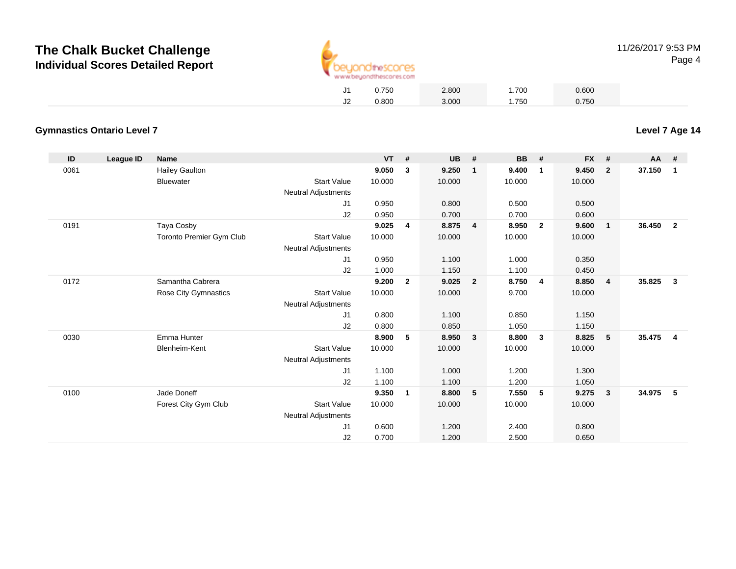# The Chalk Bucket Challenge
## Individual Scores Detailed Report

11/26/2017 9:53 PM

| | | | | |
|---|---|---|---|---|
| J1 | 0.750 | 2.800 | 1.700 | 0.600 |
| J2 | 0.800 | 3.000 | 1.750 | 0.750 |

### Gymnastics Ontario Level 7

**Level 7 Age 14**

| ID | League ID | Name | | VT | # | UB | # | BB | # | FX | # | AA | # |
|---|---|---|---|---|---|---|---|---|---|---|---|---|---|
| 0061 | | Hailey Gaulton | | **9.050** | **3** | **9.250** | **1** | **9.400** | **1** | **9.450** | **2** | **37.150** | **1** |
| | | Bluewater | Start Value | 10.000 | | 10.000 | | 10.000 | | 10.000 | | | |
| | | | Neutral Adjustments | | | | | | | | | | |
| | | | J1 | 0.950 | | 0.800 | | 0.500 | | 0.500 | | | |
| | | | J2 | 0.950 | | 0.700 | | 0.700 | | 0.600 | | | |
| 0191 | | Taya Cosby | | **9.025** | **4** | **8.875** | **4** | **8.950** | **2** | **9.600** | **1** | **36.450** | **2** |
| | | Toronto Premier Gym Club | Start Value | 10.000 | | 10.000 | | 10.000 | | 10.000 | | | |
| | | | Neutral Adjustments | | | | | | | | | | |
| | | | J1 | 0.950 | | 1.100 | | 1.000 | | 0.350 | | | |
| | | | J2 | 1.000 | | 1.150 | | 1.100 | | 0.450 | | | |
| 0172 | | Samantha Cabrera | | **9.200** | **2** | **9.025** | **2** | **8.750** | **4** | **8.850** | **4** | **35.825** | **3** |
| | | Rose City Gymnastics | Start Value | 10.000 | | 10.000 | | 9.700 | | 10.000 | | | |
| | | | Neutral Adjustments | | | | | | | | | | |
| | | | J1 | 0.800 | | 1.100 | | 0.850 | | 1.150 | | | |
| | | | J2 | 0.800 | | 0.850 | | 1.050 | | 1.150 | | | |
| 0030 | | Emma Hunter | | **8.900** | **5** | **8.950** | **3** | **8.800** | **3** | **8.825** | **5** | **35.475** | **4** |
| | | Blenheim-Kent | Start Value | 10.000 | | 10.000 | | 10.000 | | 10.000 | | | |
| | | | Neutral Adjustments | | | | | | | | | | |
| | | | J1 | 1.100 | | 1.000 | | 1.200 | | 1.300 | | | |
| | | | J2 | 1.100 | | 1.100 | | 1.200 | | 1.050 | | | |
| 0100 | | Jade Doneff | | **9.350** | **1** | **8.800** | **5** | **7.550** | **5** | **9.275** | **3** | **34.975** | **5** |
| | | Forest City Gym Club | Start Value | 10.000 | | 10.000 | | 10.000 | | 10.000 | | | |
| | | | Neutral Adjustments | | | | | | | | | | |
| | | | J1 | 0.600 | | 1.200 | | 2.400 | | 0.800 | | | |
| | | | J2 | 0.700 | | 1.200 | | 2.500 | | 0.650 | | | |